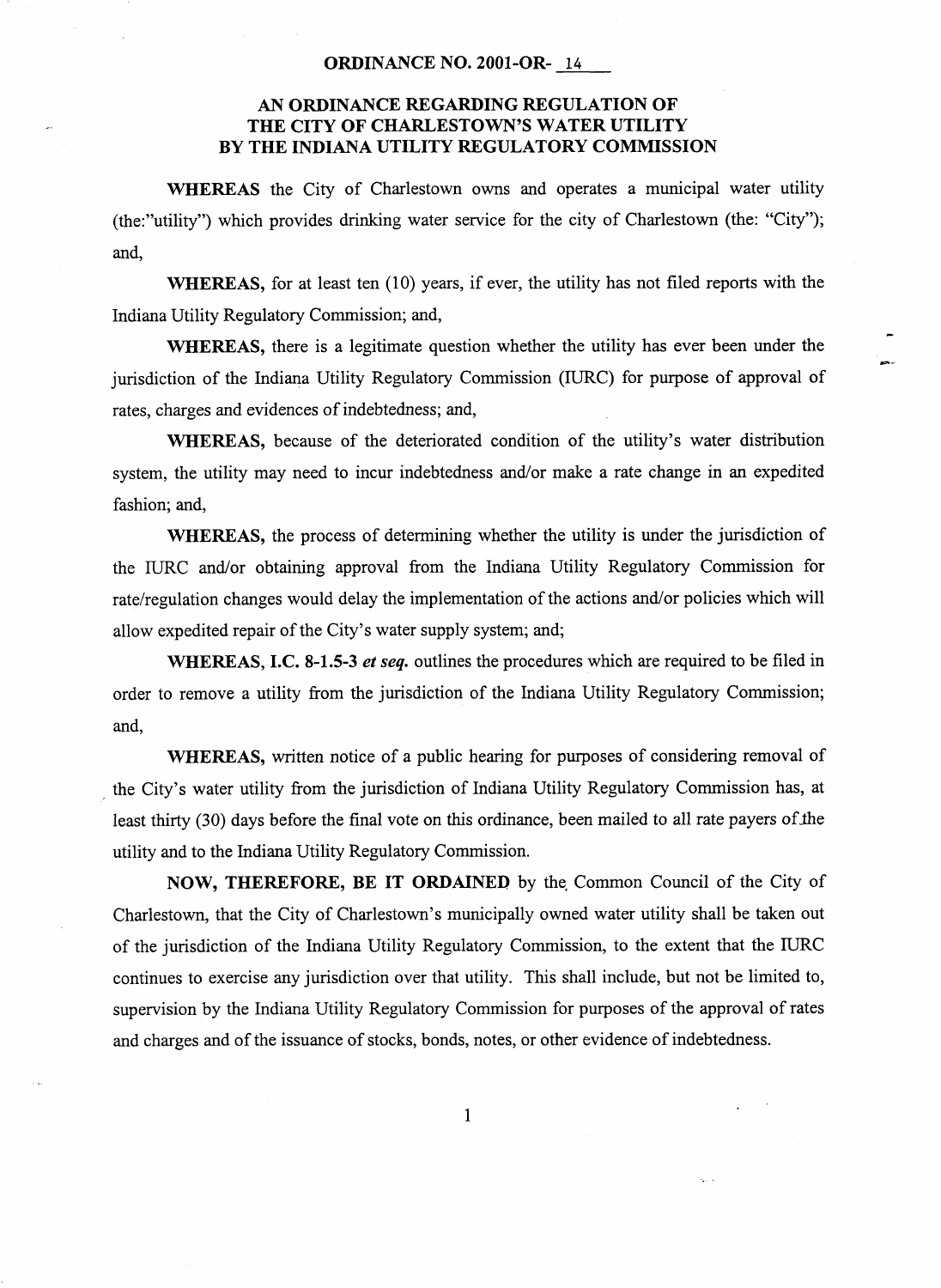**ORDINANCE NO. 2001-OR- 14**

**AN ORDINANCE REGARDING REGULATION OF THE CITY OF CHARLESTOWN'S WATER UTILITY BY THE INDIANA UTILITY REGULATORY COMMISSION**

**WHEREAS** the City of Charlestown owns and operates a municipal water utility (the:"utility") which provides drinking water service for the city of Charlestown (the: "City"); and,

**WHEREAS,** for at least ten (10) years, if ever, the utility has not filed reports with the Indiana Utility Regulatory Commission; and,

**WHEREAS,** there is a legitimate question whether the utility has ever been under the jurisdiction of the Indiana Utility Regulatory Commission (IURC) for purpose of approval of rates, charges and evidences of indebtedness; and,

**WHEREAS,** because of the deteriorated condition of the utility's water distribution system, the utility may need to incur indebtedness and/or make a rate change in an expedited fashion; and,

**WHEREAS,** the process of determining whether the utility is under the jurisdiction of the IURC and/or obtaining approval from the Indiana Utility Regulatory Commission for rate/regulation changes would delay the implementation of the actions and/or policies which will allow expedited repair of the City's water supply system; and;

**WHEREAS, I.C. 8-1.5-3 *et seq.*** outlines the procedures which are required to be filed in order to remove a utility from the jurisdiction of the Indiana Utility Regulatory Commission; and,

**WHEREAS,** written notice of a public hearing for purposes of considering removal of the City's water utility from the jurisdiction of Indiana Utility Regulatory Commission has, at least thirty (30) days before the final vote on this ordinance, been mailed to all rate payers of the utility and to the Indiana Utility Regulatory Commission.

**NOW, THEREFORE, BE IT ORDAINED** by the Common Council of the City of Charlestown, that the City of Charlestown's municipally owned water utility shall be taken out of the jurisdiction of the Indiana Utility Regulatory Commission, to the extent that the IURC continues to exercise any jurisdiction over that utility. This shall include, but not be limited to, supervision by the Indiana Utility Regulatory Commission for purposes of the approval of rates and charges and of the issuance of stocks, bonds, notes, or other evidence of indebtedness.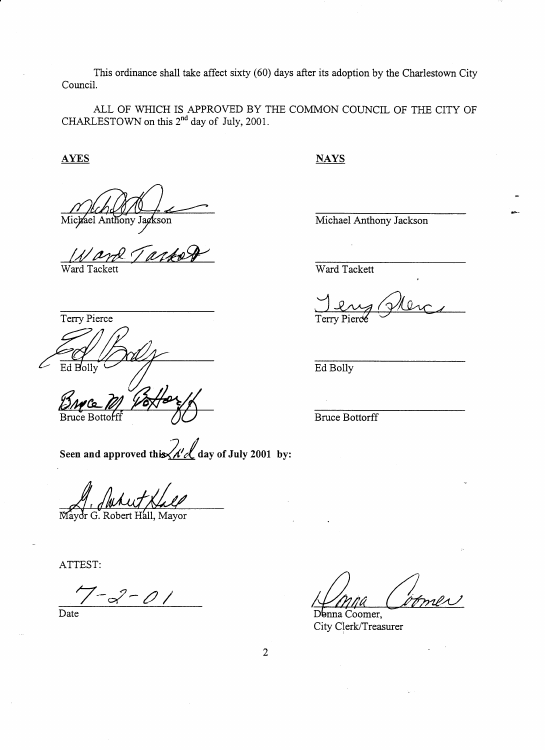This ordinance shall take affect sixty (60) days after its adoption by the Charlestown City Council.

ALL OF WHICH IS APPROVED BY THE COMMON COUNCIL OF THE CITY OF CHARLESTOWN on this 2[nd] day of July, 2001.

| **AYES** | **NAYS** |
|---|---|
| Michael Anthony Jackson | Michael Anthony Jackson |
| Ward Tackett | Ward Tackett |
| Terry Pierce | Terry Pierce |
| Ed Bolly | Ed Bolly |
| Bruce Bottorff | Bruce Bottorff |

**Seen and approved this 2nd day of July 2001 by:**

Mayor G. Robert Hall, Mayor

ATTEST:

7-2-01
Date

Donna Coomer,
City Clerk/Treasurer